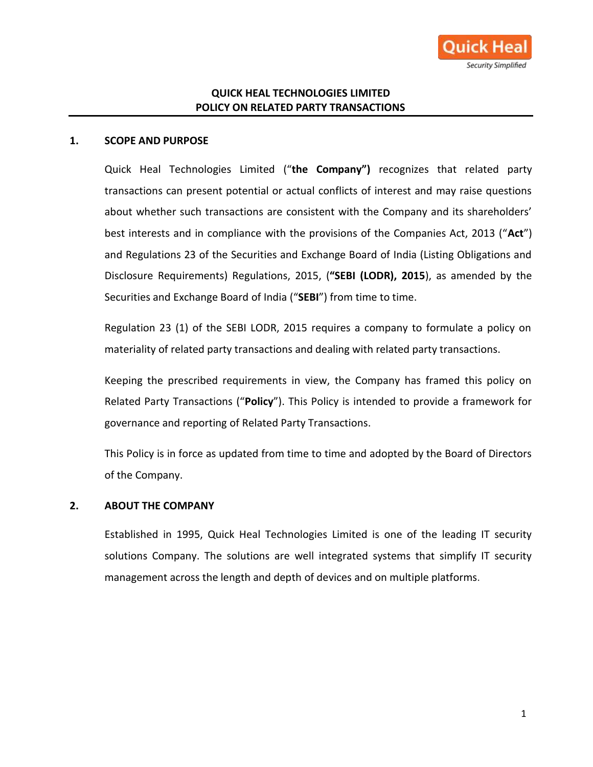# QUICK HEAL TECHNOLOGIES LIMITED
# POLICY ON RELATED PARTY TRANSACTIONS

## 1. SCOPE AND PURPOSE

Quick Heal Technologies Limited ("**the Company")** recognizes that related party transactions can present potential or actual conflicts of interest and may raise questions about whether such transactions are consistent with the Company and its shareholders' best interests and in compliance with the provisions of the Companies Act, 2013 ("**Act**") and Regulations 23 of the Securities and Exchange Board of India (Listing Obligations and Disclosure Requirements) Regulations, 2015, (**"SEBI (LODR), 2015**), as amended by the Securities and Exchange Board of India ("**SEBI**") from time to time.

Regulation 23 (1) of the SEBI LODR, 2015 requires a company to formulate a policy on materiality of related party transactions and dealing with related party transactions.

Keeping the prescribed requirements in view, the Company has framed this policy on Related Party Transactions ("**Policy**"). This Policy is intended to provide a framework for governance and reporting of Related Party Transactions.

This Policy is in force as updated from time to time and adopted by the Board of Directors of the Company.

## 2. ABOUT THE COMPANY

Established in 1995, Quick Heal Technologies Limited is one of the leading IT security solutions Company. The solutions are well integrated systems that simplify IT security management across the length and depth of devices and on multiple platforms.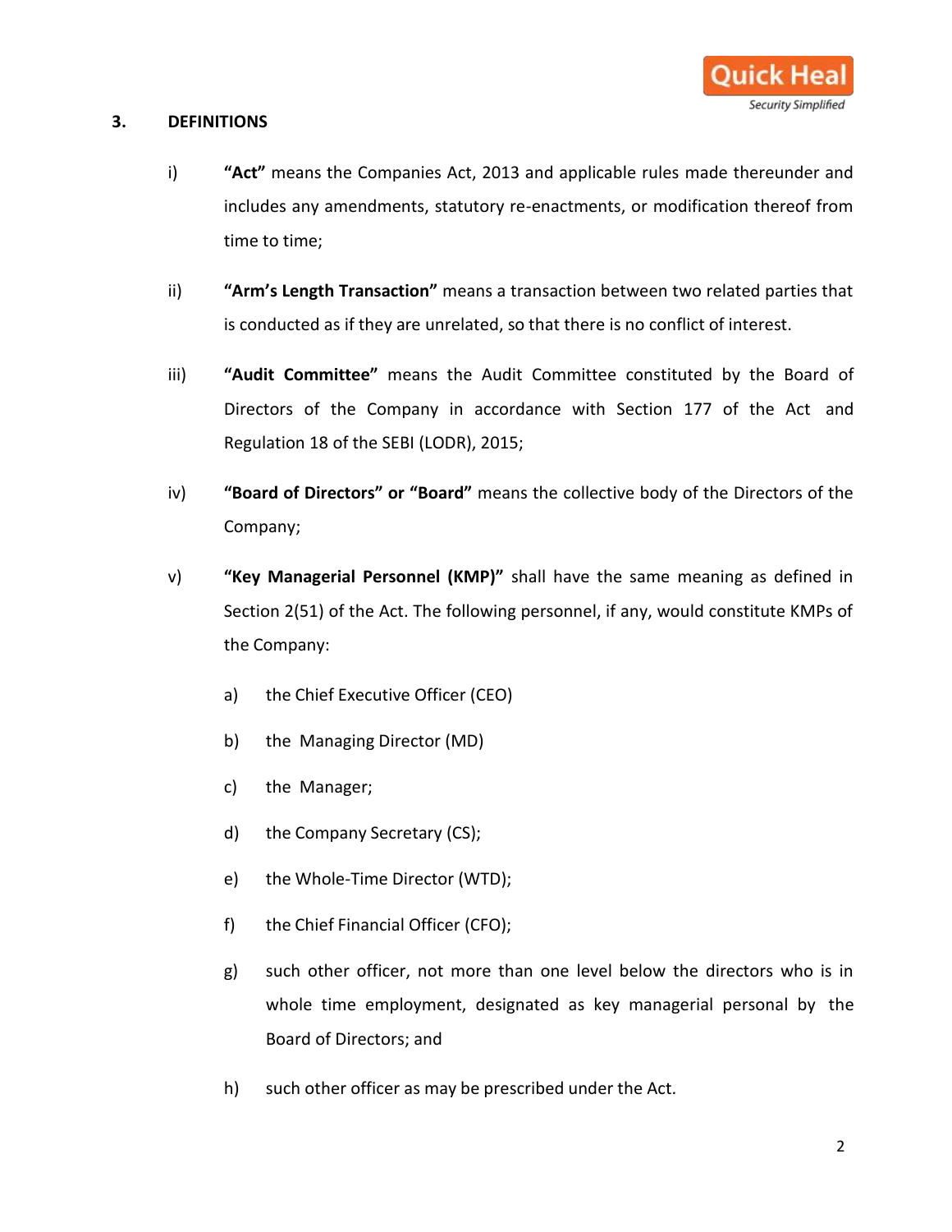## 3. DEFINITIONS

i) **"Act"** means the Companies Act, 2013 and applicable rules made thereunder and includes any amendments, statutory re-enactments, or modification thereof from time to time;

ii) **"Arm's Length Transaction"** means a transaction between two related parties that is conducted as if they are unrelated, so that there is no conflict of interest.

iii) **"Audit Committee"** means the Audit Committee constituted by the Board of Directors of the Company in accordance with Section 177 of the Act and Regulation 18 of the SEBI (LODR), 2015;

iv) **"Board of Directors" or "Board"** means the collective body of the Directors of the Company;

v) **"Key Managerial Personnel (KMP)"** shall have the same meaning as defined in Section 2(51) of the Act. The following personnel, if any, would constitute KMPs of the Company:

   a) the Chief Executive Officer (CEO)

   b) the Managing Director (MD)

   c) the Manager;

   d) the Company Secretary (CS);

   e) the Whole-Time Director (WTD);

   f) the Chief Financial Officer (CFO);

   g) such other officer, not more than one level below the directors who is in whole time employment, designated as key managerial personal by the Board of Directors; and

   h) such other officer as may be prescribed under the Act.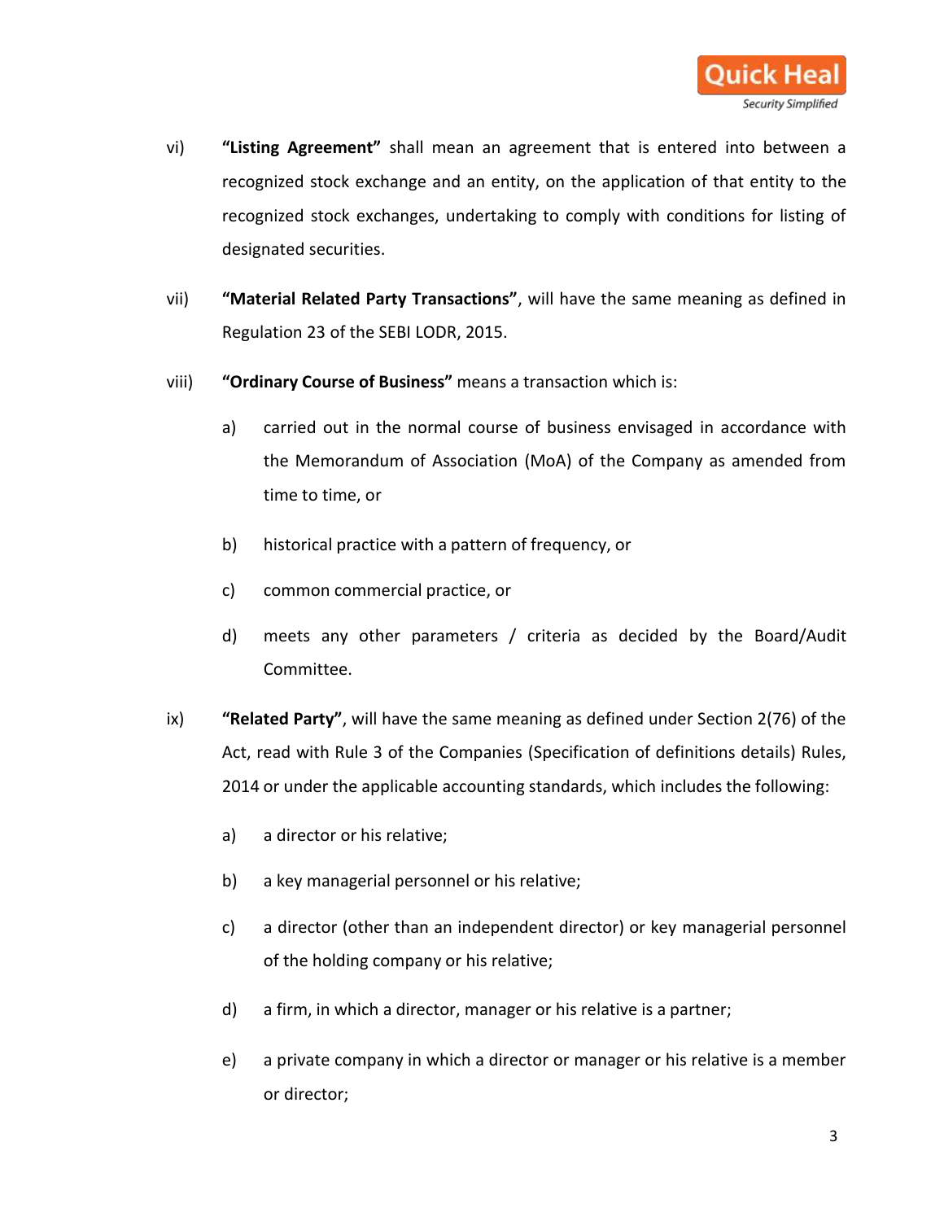vi) **"Listing Agreement"** shall mean an agreement that is entered into between a recognized stock exchange and an entity, on the application of that entity to the recognized stock exchanges, undertaking to comply with conditions for listing of designated securities.

vii) **"Material Related Party Transactions"**, will have the same meaning as defined in Regulation 23 of the SEBI LODR, 2015.

viii) **"Ordinary Course of Business"** means a transaction which is:

a) carried out in the normal course of business envisaged in accordance with the Memorandum of Association (MoA) of the Company as amended from time to time, or

b) historical practice with a pattern of frequency, or

c) common commercial practice, or

d) meets any other parameters / criteria as decided by the Board/Audit Committee.

ix) **"Related Party"**, will have the same meaning as defined under Section 2(76) of the Act, read with Rule 3 of the Companies (Specification of definitions details) Rules, 2014 or under the applicable accounting standards, which includes the following:

a) a director or his relative;

b) a key managerial personnel or his relative;

c) a director (other than an independent director) or key managerial personnel of the holding company or his relative;

d) a firm, in which a director, manager or his relative is a partner;

e) a private company in which a director or manager or his relative is a member or director;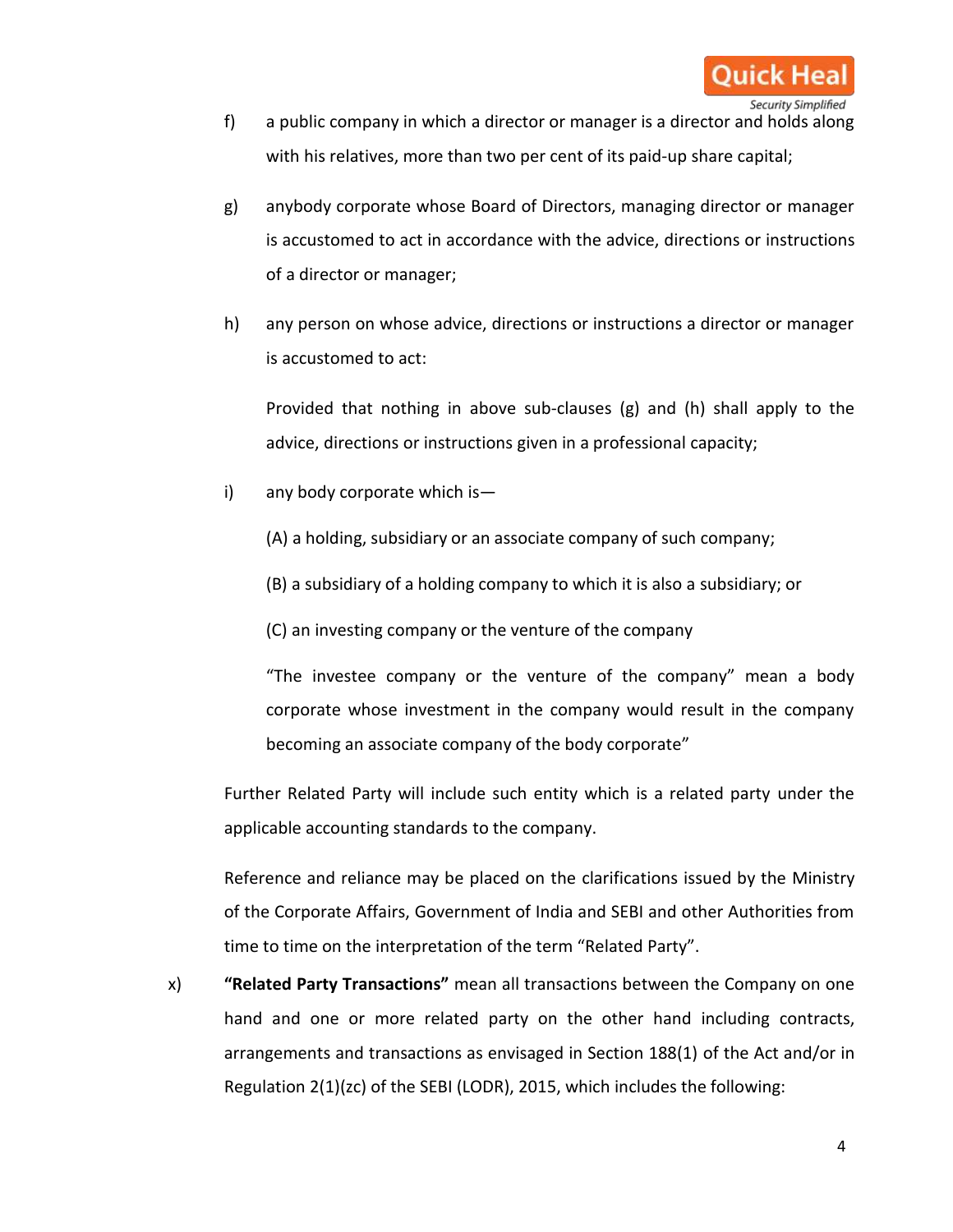f) a public company in which a director or manager is a director and holds along with his relatives, more than two per cent of its paid-up share capital;

g) anybody corporate whose Board of Directors, managing director or manager is accustomed to act in accordance with the advice, directions or instructions of a director or manager;

h) any person on whose advice, directions or instructions a director or manager is accustomed to act:

   Provided that nothing in above sub-clauses (g) and (h) shall apply to the advice, directions or instructions given in a professional capacity;

i) any body corporate which is—

   (A) a holding, subsidiary or an associate company of such company;

   (B) a subsidiary of a holding company to which it is also a subsidiary; or

   (C) an investing company or the venture of the company

   "The investee company or the venture of the company" mean a body corporate whose investment in the company would result in the company becoming an associate company of the body corporate"

Further Related Party will include such entity which is a related party under the applicable accounting standards to the company.

Reference and reliance may be placed on the clarifications issued by the Ministry of the Corporate Affairs, Government of India and SEBI and other Authorities from time to time on the interpretation of the term "Related Party".

x) **"Related Party Transactions"** mean all transactions between the Company on one hand and one or more related party on the other hand including contracts, arrangements and transactions as envisaged in Section 188(1) of the Act and/or in Regulation 2(1)(zc) of the SEBI (LODR), 2015, which includes the following: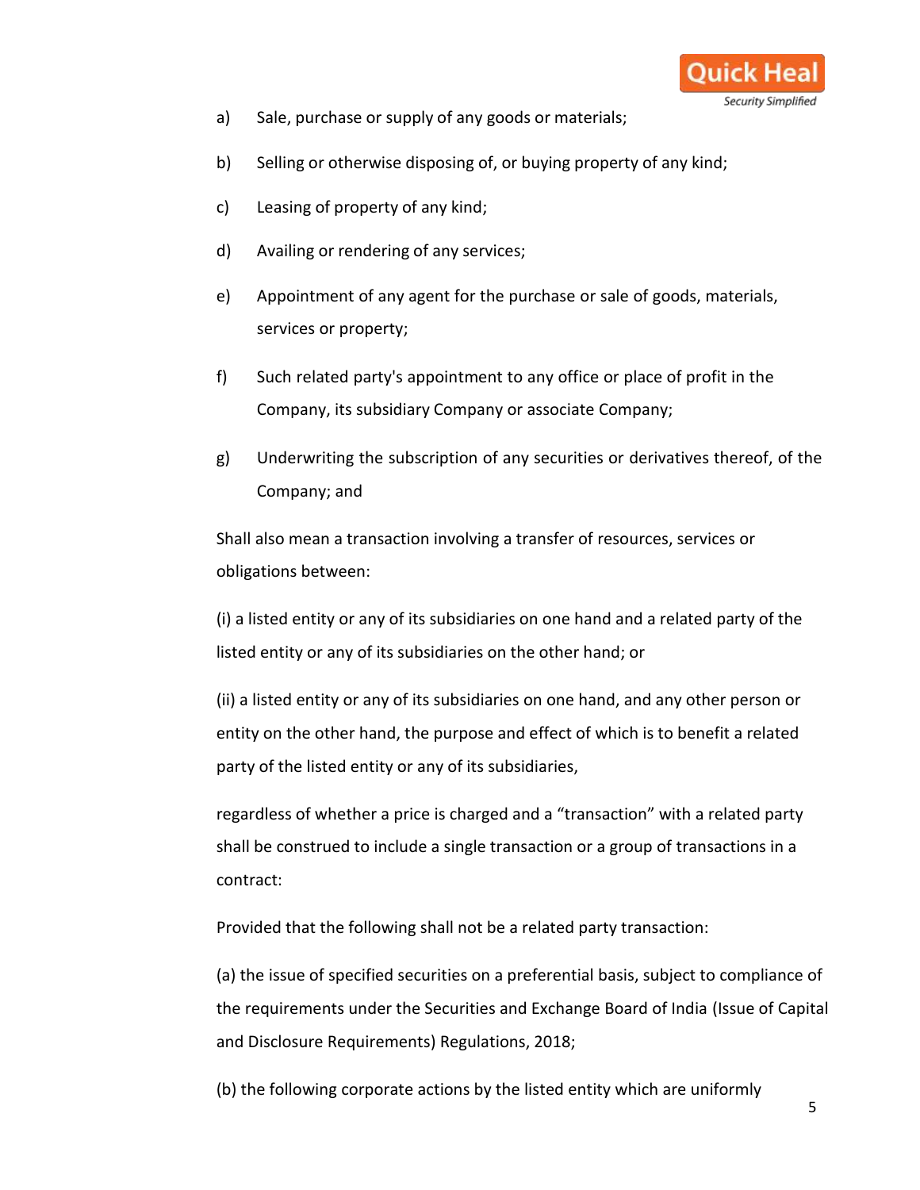a) Sale, purchase or supply of any goods or materials;

b) Selling or otherwise disposing of, or buying property of any kind;

c) Leasing of property of any kind;

d) Availing or rendering of any services;

e) Appointment of any agent for the purchase or sale of goods, materials, services or property;

f) Such related party's appointment to any office or place of profit in the Company, its subsidiary Company or associate Company;

g) Underwriting the subscription of any securities or derivatives thereof, of the Company; and

Shall also mean a transaction involving a transfer of resources, services or obligations between:

(i) a listed entity or any of its subsidiaries on one hand and a related party of the listed entity or any of its subsidiaries on the other hand; or

(ii) a listed entity or any of its subsidiaries on one hand, and any other person or entity on the other hand, the purpose and effect of which is to benefit a related party of the listed entity or any of its subsidiaries,

regardless of whether a price is charged and a "transaction" with a related party shall be construed to include a single transaction or a group of transactions in a contract:

Provided that the following shall not be a related party transaction:

(a) the issue of specified securities on a preferential basis, subject to compliance of the requirements under the Securities and Exchange Board of India (Issue of Capital and Disclosure Requirements) Regulations, 2018;

(b) the following corporate actions by the listed entity which are uniformly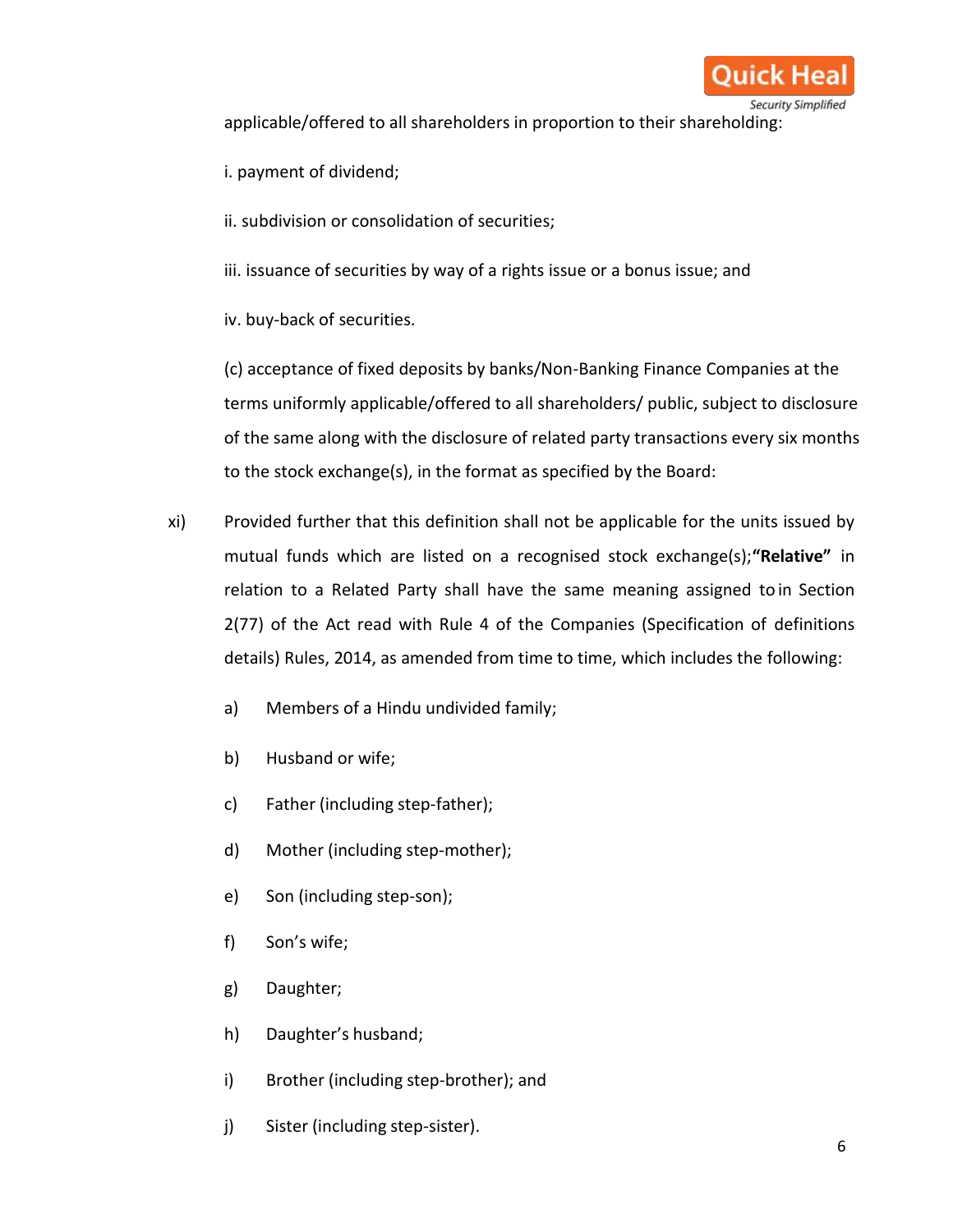applicable/offered to all shareholders in proportion to their shareholding:

i. payment of dividend;

ii. subdivision or consolidation of securities;

iii. issuance of securities by way of a rights issue or a bonus issue; and

iv. buy-back of securities.

(c) acceptance of fixed deposits by banks/Non-Banking Finance Companies at the terms uniformly applicable/offered to all shareholders/ public, subject to disclosure of the same along with the disclosure of related party transactions every six months to the stock exchange(s), in the format as specified by the Board:

xi) Provided further that this definition shall not be applicable for the units issued by mutual funds which are listed on a recognised stock exchange(s);**"Relative"** in relation to a Related Party shall have the same meaning assigned to in Section 2(77) of the Act read with Rule 4 of the Companies (Specification of definitions details) Rules, 2014, as amended from time to time, which includes the following:

a) Members of a Hindu undivided family;

b) Husband or wife;

c) Father (including step-father);

d) Mother (including step-mother);

e) Son (including step-son);

f) Son's wife;

g) Daughter;

h) Daughter's husband;

i) Brother (including step-brother); and

j) Sister (including step-sister).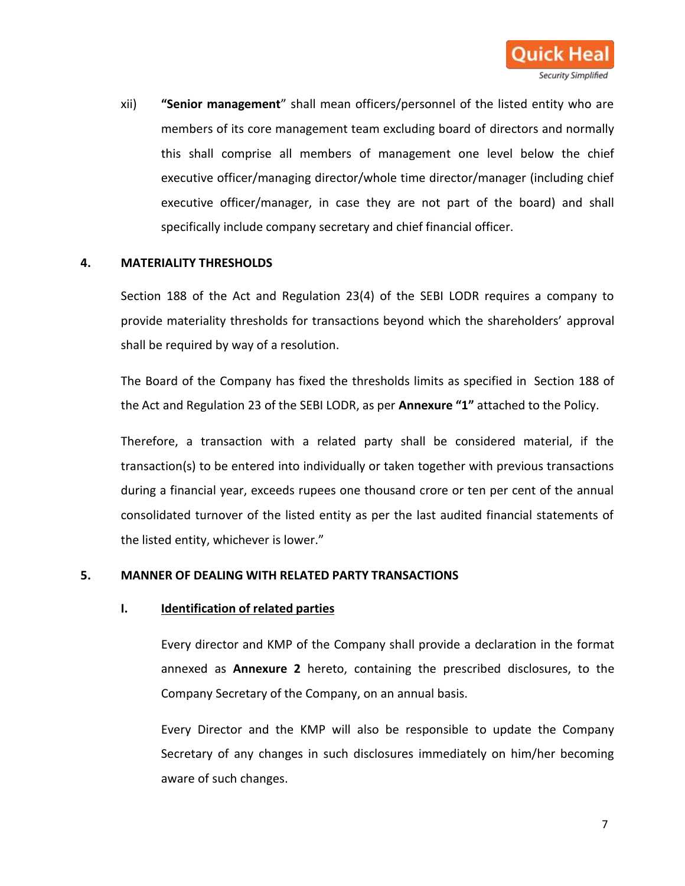xii) **"Senior management"** shall mean officers/personnel of the listed entity who are members of its core management team excluding board of directors and normally this shall comprise all members of management one level below the chief executive officer/managing director/whole time director/manager (including chief executive officer/manager, in case they are not part of the board) and shall specifically include company secretary and chief financial officer.

## 4. MATERIALITY THRESHOLDS

Section 188 of the Act and Regulation 23(4) of the SEBI LODR requires a company to provide materiality thresholds for transactions beyond which the shareholders' approval shall be required by way of a resolution.

The Board of the Company has fixed the thresholds limits as specified in Section 188 of the Act and Regulation 23 of the SEBI LODR, as per **Annexure "1"** attached to the Policy.

Therefore, a transaction with a related party shall be considered material, if the transaction(s) to be entered into individually or taken together with previous transactions during a financial year, exceeds rupees one thousand crore or ten per cent of the annual consolidated turnover of the listed entity as per the last audited financial statements of the listed entity, whichever is lower."

## 5. MANNER OF DEALING WITH RELATED PARTY TRANSACTIONS

### I. Identification of related parties

Every director and KMP of the Company shall provide a declaration in the format annexed as **Annexure 2** hereto, containing the prescribed disclosures, to the Company Secretary of the Company, on an annual basis.

Every Director and the KMP will also be responsible to update the Company Secretary of any changes in such disclosures immediately on him/her becoming aware of such changes.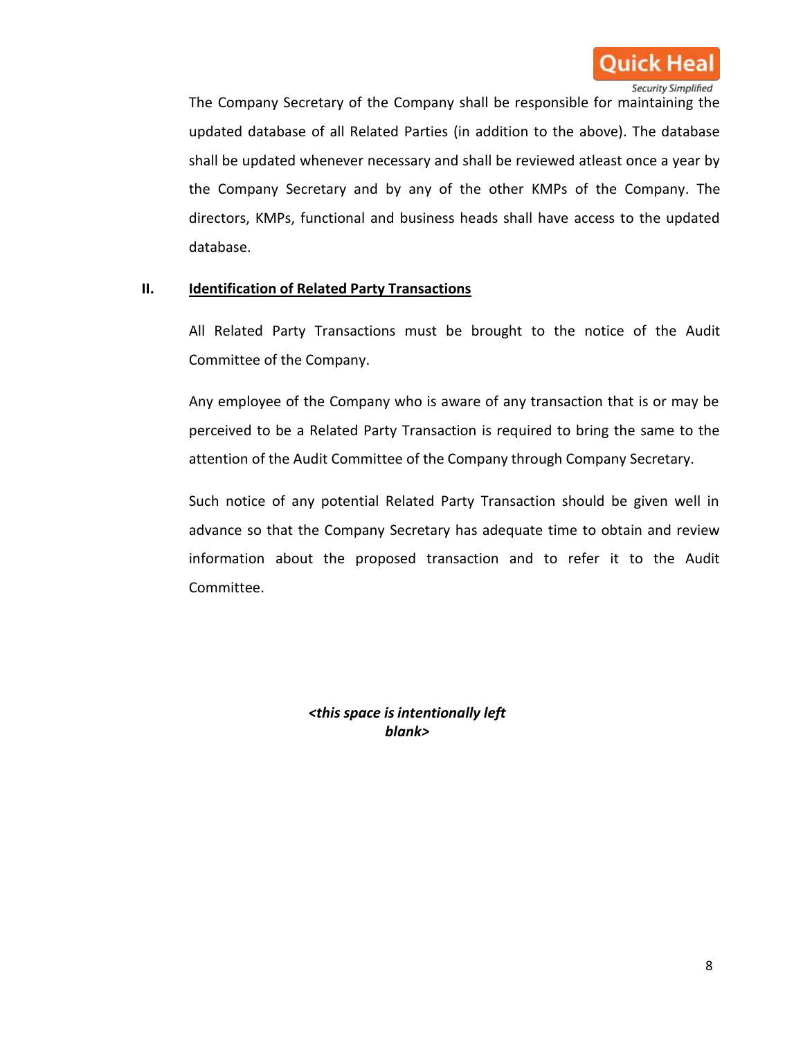The Company Secretary of the Company shall be responsible for maintaining the updated database of all Related Parties (in addition to the above). The database shall be updated whenever necessary and shall be reviewed atleast once a year by the Company Secretary and by any of the other KMPs of the Company. The directors, KMPs, functional and business heads shall have access to the updated database.

## II. <u>Identification of Related Party Transactions</u>

All Related Party Transactions must be brought to the notice of the Audit Committee of the Company.

Any employee of the Company who is aware of any transaction that is or may be perceived to be a Related Party Transaction is required to bring the same to the attention of the Audit Committee of the Company through Company Secretary.

Such notice of any potential Related Party Transaction should be given well in advance so that the Company Secretary has adequate time to obtain and review information about the proposed transaction and to refer it to the Audit Committee.

***<this space is intentionally left blank>***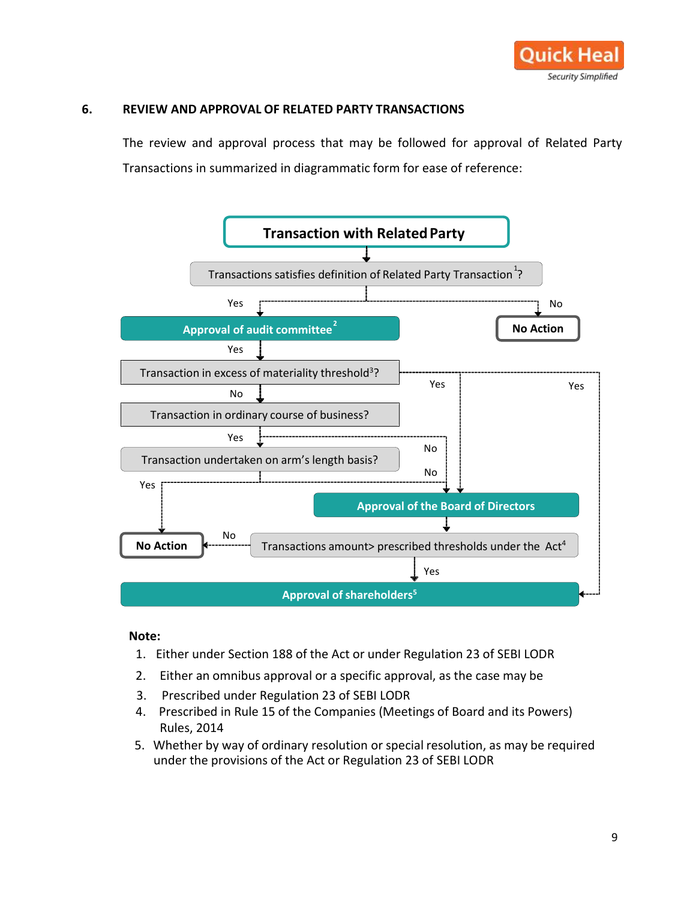## 6. REVIEW AND APPROVAL OF RELATED PARTY TRANSACTIONS

The review and approval process that may be followed for approval of Related Party Transactions in summarized in diagrammatic form for ease of reference:

**Transaction with Related Party**

Transactions satisfies definition of Related Party Transaction[1]?

- No → **No Action**
- Yes → **Approval of audit committee**[2]
  - Yes → Transaction in excess of materiality threshold[3]?
    - Yes → **Approval of the Board of Directors**
    - Yes → **Approval of shareholders**[5]
    - No → Transaction in ordinary course of business?
      - No → **Approval of the Board of Directors**
      - Yes → Transaction undertaken on arm's length basis?
        - Yes → **No Action**
        - No → **Approval of the Board of Directors**

**Approval of the Board of Directors** → Transactions amount> prescribed thresholds under the Act[4]

- No → **No Action**
- Yes → **Approval of shareholders**[5]

**Note:**

1. Either under Section 188 of the Act or under Regulation 23 of SEBI LODR
2. Either an omnibus approval or a specific approval, as the case may be
3. Prescribed under Regulation 23 of SEBI LODR
4. Prescribed in Rule 15 of the Companies (Meetings of Board and its Powers) Rules, 2014
5. Whether by way of ordinary resolution or special resolution, as may be required under the provisions of the Act or Regulation 23 of SEBI LODR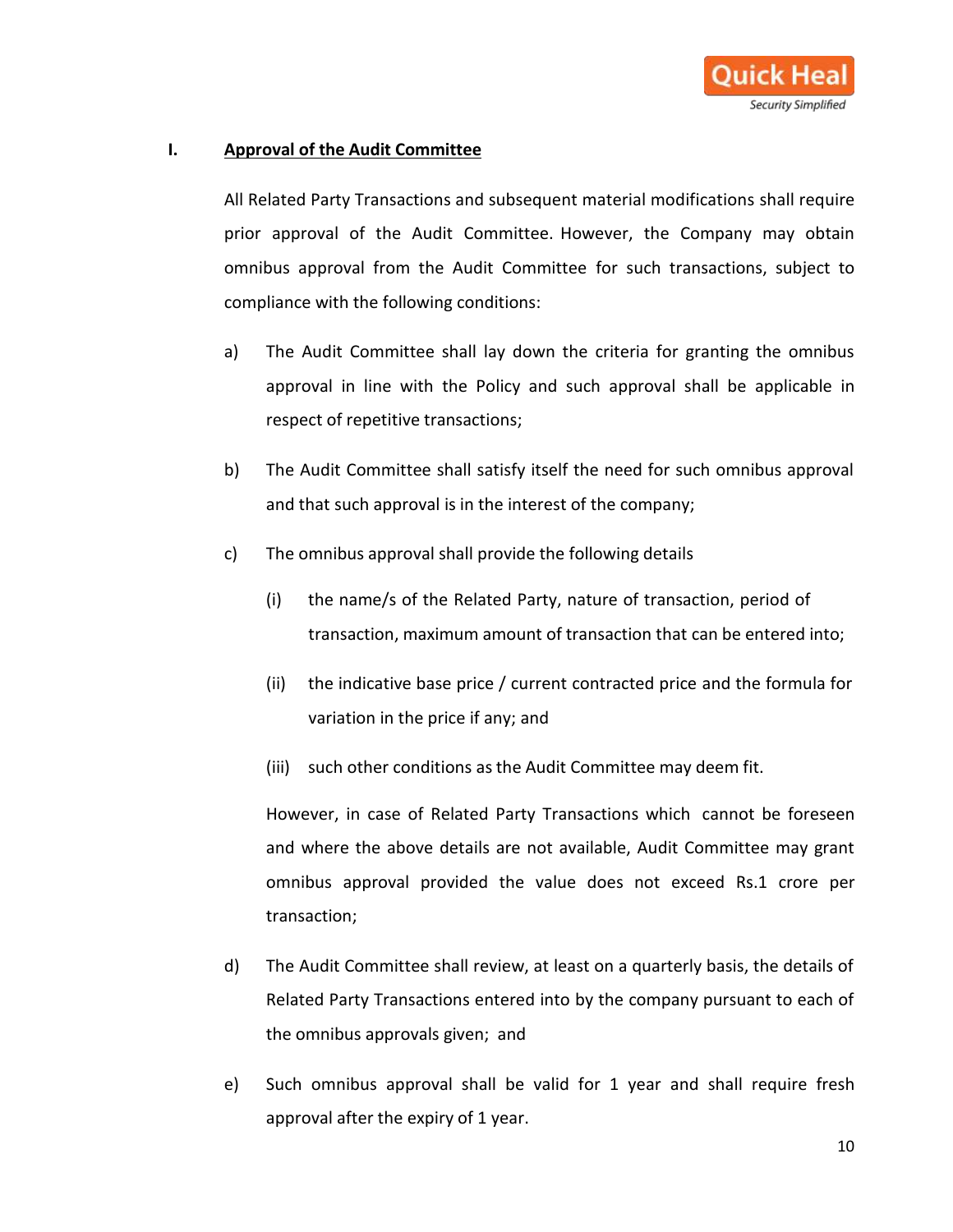## I. Approval of the Audit Committee

All Related Party Transactions and subsequent material modifications shall require prior approval of the Audit Committee. However, the Company may obtain omnibus approval from the Audit Committee for such transactions, subject to compliance with the following conditions:

a) The Audit Committee shall lay down the criteria for granting the omnibus approval in line with the Policy and such approval shall be applicable in respect of repetitive transactions;

b) The Audit Committee shall satisfy itself the need for such omnibus approval and that such approval is in the interest of the company;

c) The omnibus approval shall provide the following details

   (i) the name/s of the Related Party, nature of transaction, period of transaction, maximum amount of transaction that can be entered into;

   (ii) the indicative base price / current contracted price and the formula for variation in the price if any; and

   (iii) such other conditions as the Audit Committee may deem fit.

   However, in case of Related Party Transactions which cannot be foreseen and where the above details are not available, Audit Committee may grant omnibus approval provided the value does not exceed Rs.1 crore per transaction;

d) The Audit Committee shall review, at least on a quarterly basis, the details of Related Party Transactions entered into by the company pursuant to each of the omnibus approvals given; and

e) Such omnibus approval shall be valid for 1 year and shall require fresh approval after the expiry of 1 year.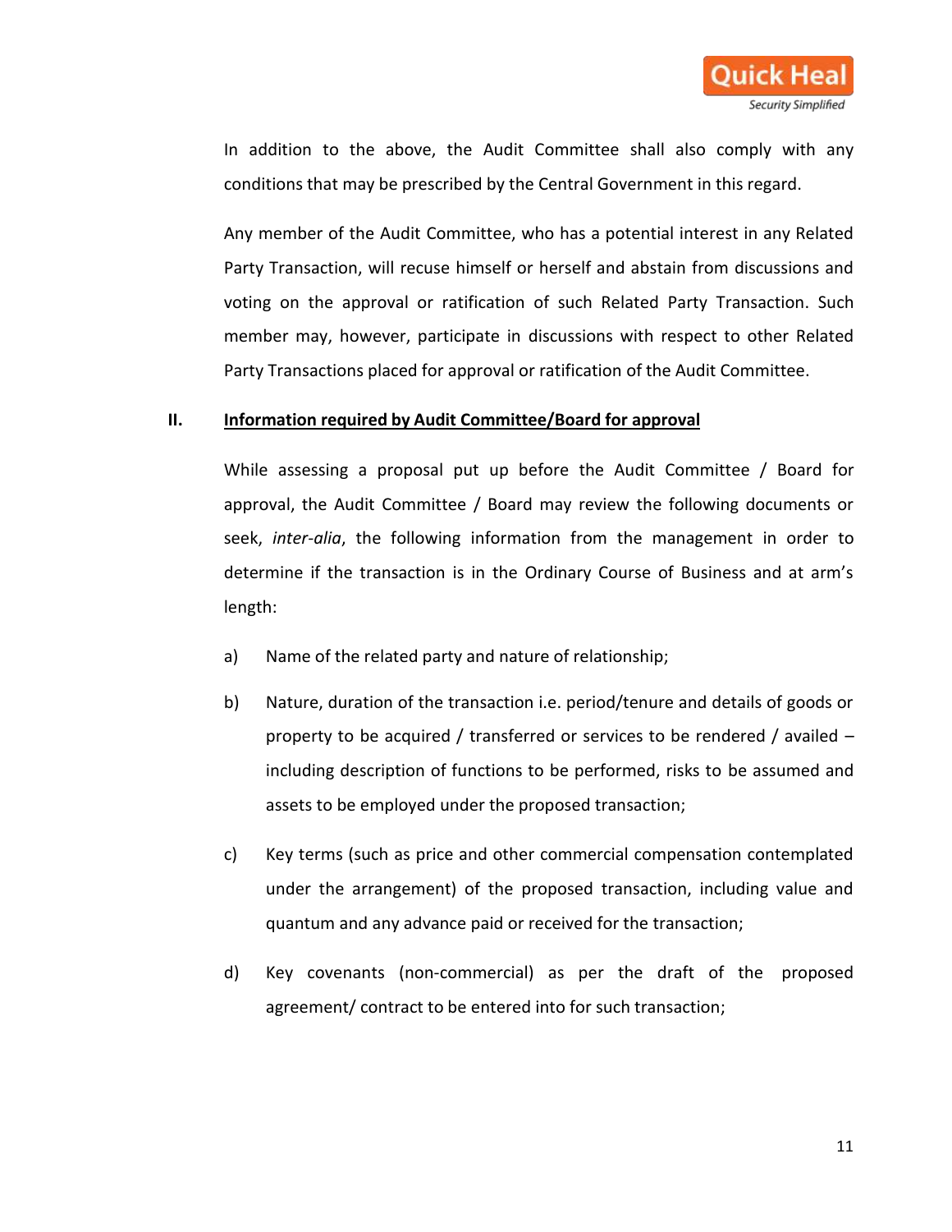In addition to the above, the Audit Committee shall also comply with any conditions that may be prescribed by the Central Government in this regard.

Any member of the Audit Committee, who has a potential interest in any Related Party Transaction, will recuse himself or herself and abstain from discussions and voting on the approval or ratification of such Related Party Transaction. Such member may, however, participate in discussions with respect to other Related Party Transactions placed for approval or ratification of the Audit Committee.

## II. **Information required by Audit Committee/Board for approval**

While assessing a proposal put up before the Audit Committee / Board for approval, the Audit Committee / Board may review the following documents or seek, *inter-alia*, the following information from the management in order to determine if the transaction is in the Ordinary Course of Business and at arm's length:

a) Name of the related party and nature of relationship;

b) Nature, duration of the transaction i.e. period/tenure and details of goods or property to be acquired / transferred or services to be rendered / availed – including description of functions to be performed, risks to be assumed and assets to be employed under the proposed transaction;

c) Key terms (such as price and other commercial compensation contemplated under the arrangement) of the proposed transaction, including value and quantum and any advance paid or received for the transaction;

d) Key covenants (non-commercial) as per the draft of the proposed agreement/ contract to be entered into for such transaction;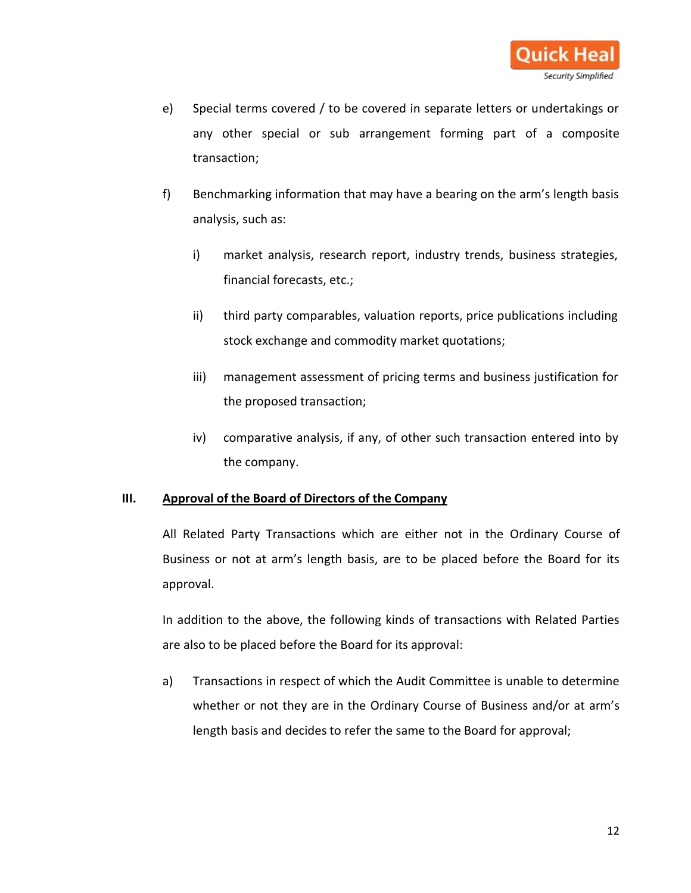e) Special terms covered / to be covered in separate letters or undertakings or any other special or sub arrangement forming part of a composite transaction;

f) Benchmarking information that may have a bearing on the arm's length basis analysis, such as:

   i) market analysis, research report, industry trends, business strategies, financial forecasts, etc.;

   ii) third party comparables, valuation reports, price publications including stock exchange and commodity market quotations;

   iii) management assessment of pricing terms and business justification for the proposed transaction;

   iv) comparative analysis, if any, of other such transaction entered into by the company.

## III. Approval of the Board of Directors of the Company

All Related Party Transactions which are either not in the Ordinary Course of Business or not at arm's length basis, are to be placed before the Board for its approval.

In addition to the above, the following kinds of transactions with Related Parties are also to be placed before the Board for its approval:

a) Transactions in respect of which the Audit Committee is unable to determine whether or not they are in the Ordinary Course of Business and/or at arm's length basis and decides to refer the same to the Board for approval;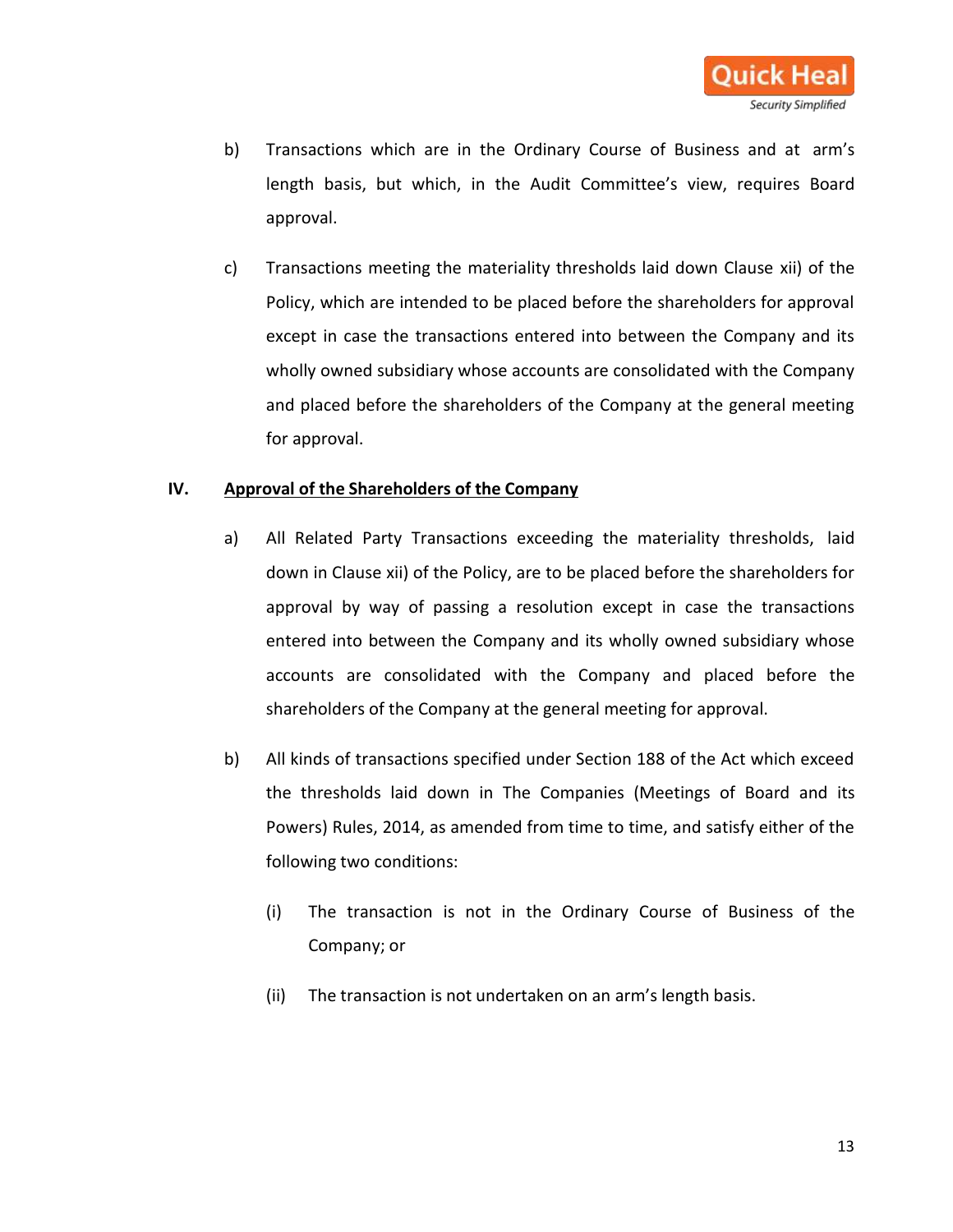b) Transactions which are in the Ordinary Course of Business and at arm's length basis, but which, in the Audit Committee's view, requires Board approval.

c) Transactions meeting the materiality thresholds laid down Clause xii) of the Policy, which are intended to be placed before the shareholders for approval except in case the transactions entered into between the Company and its wholly owned subsidiary whose accounts are consolidated with the Company and placed before the shareholders of the Company at the general meeting for approval.

## IV. Approval of the Shareholders of the Company

a) All Related Party Transactions exceeding the materiality thresholds, laid down in Clause xii) of the Policy, are to be placed before the shareholders for approval by way of passing a resolution except in case the transactions entered into between the Company and its wholly owned subsidiary whose accounts are consolidated with the Company and placed before the shareholders of the Company at the general meeting for approval.

b) All kinds of transactions specified under Section 188 of the Act which exceed the thresholds laid down in The Companies (Meetings of Board and its Powers) Rules, 2014, as amended from time to time, and satisfy either of the following two conditions:

   (i) The transaction is not in the Ordinary Course of Business of the Company; or

   (ii) The transaction is not undertaken on an arm's length basis.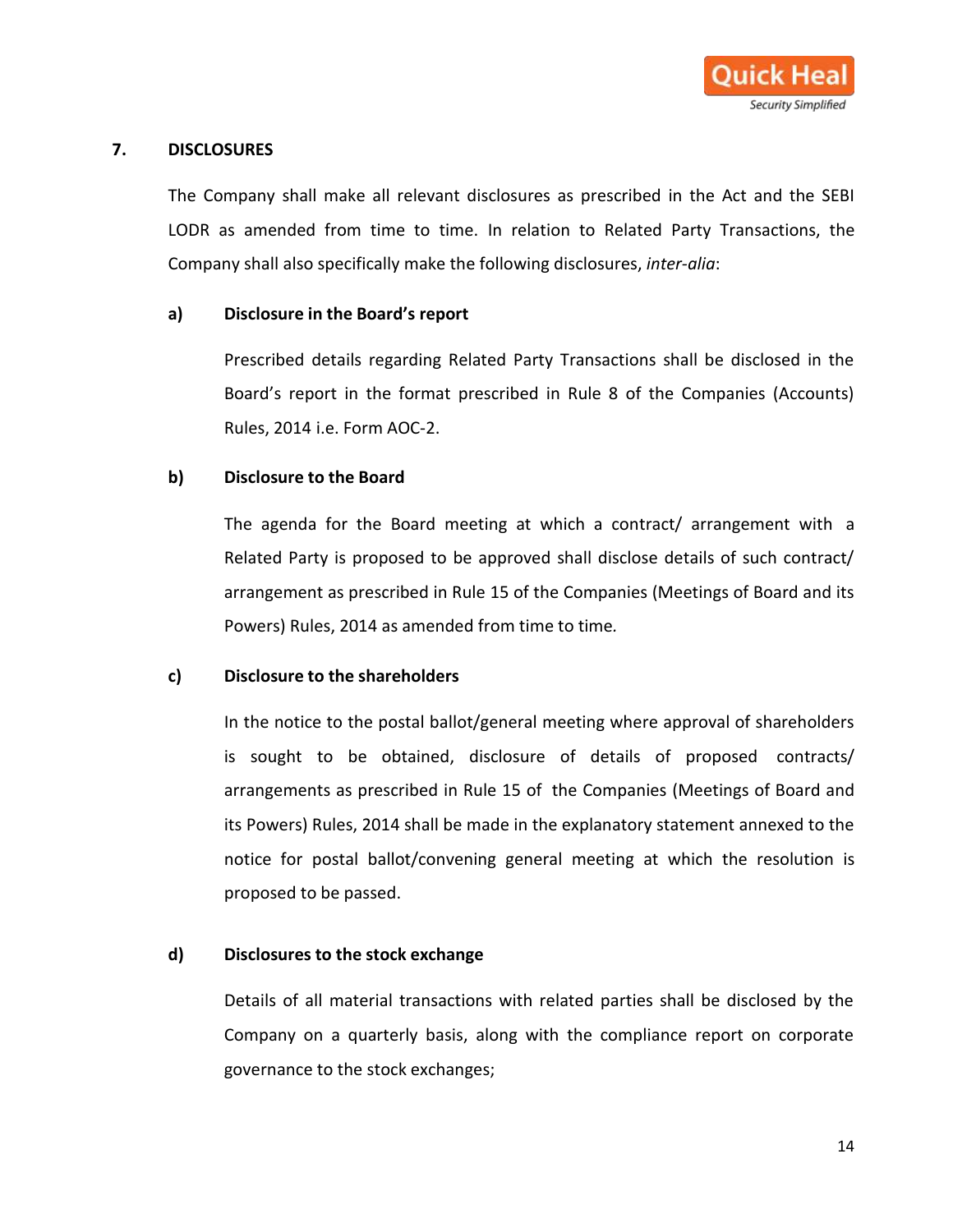## 7. DISCLOSURES

The Company shall make all relevant disclosures as prescribed in the Act and the SEBI LODR as amended from time to time. In relation to Related Party Transactions, the Company shall also specifically make the following disclosures, *inter-alia*:

**a) Disclosure in the Board's report**

Prescribed details regarding Related Party Transactions shall be disclosed in the Board's report in the format prescribed in Rule 8 of the Companies (Accounts) Rules, 2014 i.e. Form AOC-2.

**b) Disclosure to the Board**

The agenda for the Board meeting at which a contract/ arrangement with a Related Party is proposed to be approved shall disclose details of such contract/ arrangement as prescribed in Rule 15 of the Companies (Meetings of Board and its Powers) Rules, 2014 as amended from time to time.

**c) Disclosure to the shareholders**

In the notice to the postal ballot/general meeting where approval of shareholders is sought to be obtained, disclosure of details of proposed contracts/ arrangements as prescribed in Rule 15 of the Companies (Meetings of Board and its Powers) Rules, 2014 shall be made in the explanatory statement annexed to the notice for postal ballot/convening general meeting at which the resolution is proposed to be passed.

**d) Disclosures to the stock exchange**

Details of all material transactions with related parties shall be disclosed by the Company on a quarterly basis, along with the compliance report on corporate governance to the stock exchanges;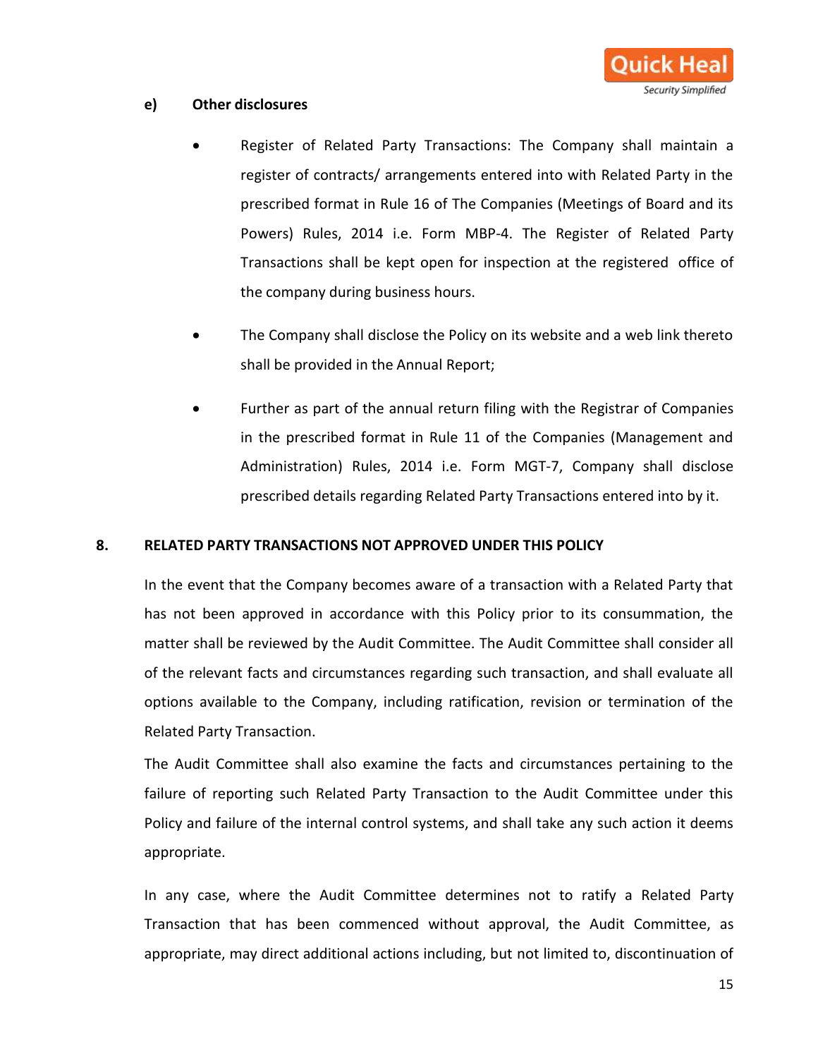**e) Other disclosures**

- Register of Related Party Transactions: The Company shall maintain a register of contracts/ arrangements entered into with Related Party in the prescribed format in Rule 16 of The Companies (Meetings of Board and its Powers) Rules, 2014 i.e. Form MBP-4. The Register of Related Party Transactions shall be kept open for inspection at the registered office of the company during business hours.

- The Company shall disclose the Policy on its website and a web link thereto shall be provided in the Annual Report;

- Further as part of the annual return filing with the Registrar of Companies in the prescribed format in Rule 11 of the Companies (Management and Administration) Rules, 2014 i.e. Form MGT-7, Company shall disclose prescribed details regarding Related Party Transactions entered into by it.

## 8. RELATED PARTY TRANSACTIONS NOT APPROVED UNDER THIS POLICY

In the event that the Company becomes aware of a transaction with a Related Party that has not been approved in accordance with this Policy prior to its consummation, the matter shall be reviewed by the Audit Committee. The Audit Committee shall consider all of the relevant facts and circumstances regarding such transaction, and shall evaluate all options available to the Company, including ratification, revision or termination of the Related Party Transaction.

The Audit Committee shall also examine the facts and circumstances pertaining to the failure of reporting such Related Party Transaction to the Audit Committee under this Policy and failure of the internal control systems, and shall take any such action it deems appropriate.

In any case, where the Audit Committee determines not to ratify a Related Party Transaction that has been commenced without approval, the Audit Committee, as appropriate, may direct additional actions including, but not limited to, discontinuation of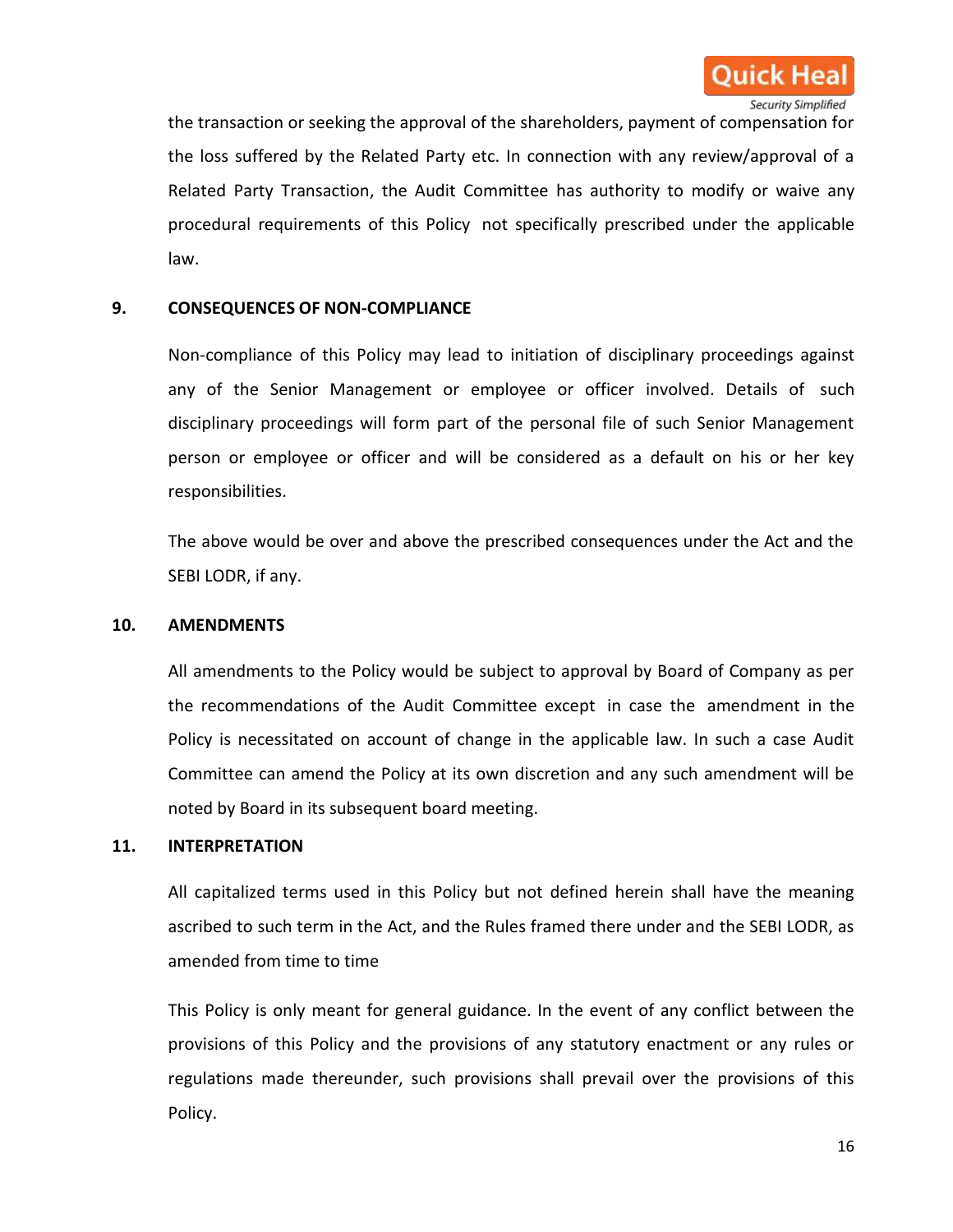the transaction or seeking the approval of the shareholders, payment of compensation for the loss suffered by the Related Party etc. In connection with any review/approval of a Related Party Transaction, the Audit Committee has authority to modify or waive any procedural requirements of this Policy not specifically prescribed under the applicable law.

## 9. CONSEQUENCES OF NON-COMPLIANCE

Non-compliance of this Policy may lead to initiation of disciplinary proceedings against any of the Senior Management or employee or officer involved. Details of such disciplinary proceedings will form part of the personal file of such Senior Management person or employee or officer and will be considered as a default on his or her key responsibilities.

The above would be over and above the prescribed consequences under the Act and the SEBI LODR, if any.

## 10. AMENDMENTS

All amendments to the Policy would be subject to approval by Board of Company as per the recommendations of the Audit Committee except in case the amendment in the Policy is necessitated on account of change in the applicable law. In such a case Audit Committee can amend the Policy at its own discretion and any such amendment will be noted by Board in its subsequent board meeting.

## 11. INTERPRETATION

All capitalized terms used in this Policy but not defined herein shall have the meaning ascribed to such term in the Act, and the Rules framed there under and the SEBI LODR, as amended from time to time

This Policy is only meant for general guidance. In the event of any conflict between the provisions of this Policy and the provisions of any statutory enactment or any rules or regulations made thereunder, such provisions shall prevail over the provisions of this Policy.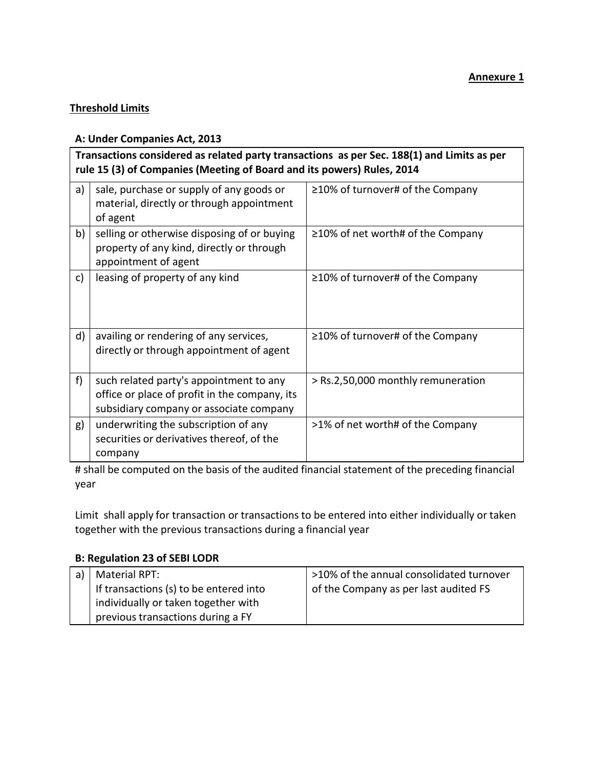**Annexure 1**

**Threshold Limits**

**A: Under Companies Act, 2013**

| **Transactions considered as related party transactions as per Sec. 188(1) and Limits as per rule 15 (3) of Companies (Meeting of Board and its powers) Rules, 2014** | | |
|---|---|---|
| a) | sale, purchase or supply of any goods or material, directly or through appointment of agent | ≥10% of turnover# of the Company |
| b) | selling or otherwise disposing of or buying property of any kind, directly or through appointment of agent | ≥10% of net worth# of the Company |
| c) | leasing of property of any kind | ≥10% of turnover# of the Company |
| d) | availing or rendering of any services, directly or through appointment of agent | ≥10% of turnover# of the Company |
| f) | such related party's appointment to any office or place of profit in the company, its subsidiary company or associate company | > Rs.2,50,000 monthly remuneration |
| g) | underwriting the subscription of any securities or derivatives thereof, of the company | >1% of net worth# of the Company |

# shall be computed on the basis of the audited financial statement of the preceding financial year

Limit shall apply for transaction or transactions to be entered into either individually or taken together with the previous transactions during a financial year

**B: Regulation 23 of SEBI LODR**

| | | |
|---|---|---|
| a) | Material RPT:<br>If transactions (s) to be entered into individually or taken together with previous transactions during a FY | >10% of the annual consolidated turnover of the Company as per last audited FS |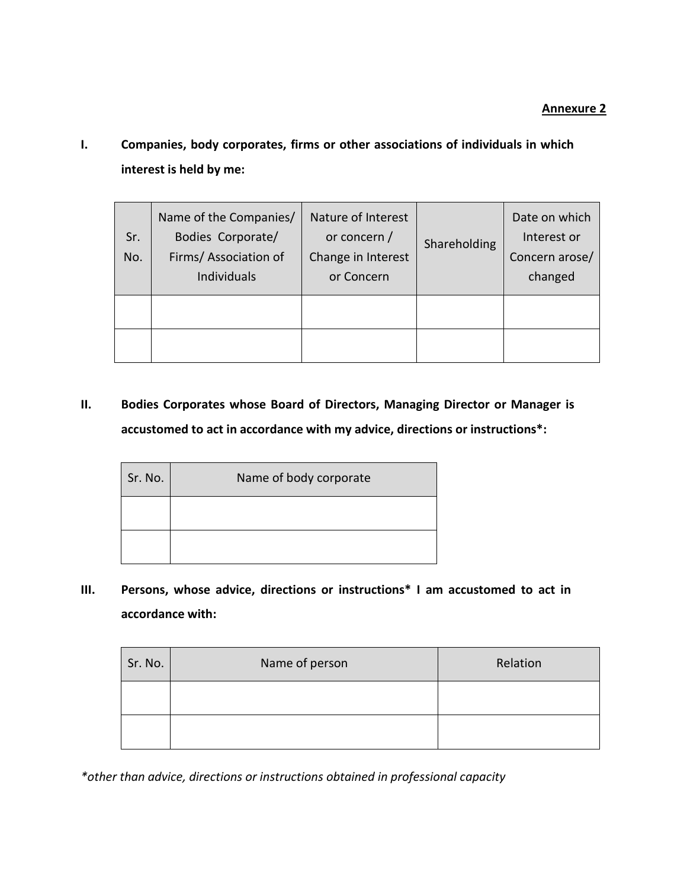**Annexure 2**

**I. Companies, body corporates, firms or other associations of individuals in which interest is held by me:**

| Sr. No. | Name of the Companies/ Bodies Corporate/ Firms/ Association of Individuals | Nature of Interest or concern / Change in Interest or Concern | Shareholding | Date on which Interest or Concern arose/ changed |
|---|---|---|---|---|
| | | | | |
| | | | | |

**II. Bodies Corporates whose Board of Directors, Managing Director or Manager is accustomed to act in accordance with my advice, directions or instructions*:**

| Sr. No. | Name of body corporate |
|---|---|
| | |
| | |

**III. Persons, whose advice, directions or instructions* I am accustomed to act in accordance with:**

| Sr. No. | Name of person | Relation |
|---|---|---|
| | | |
| | | |

*\*other than advice, directions or instructions obtained in professional capacity*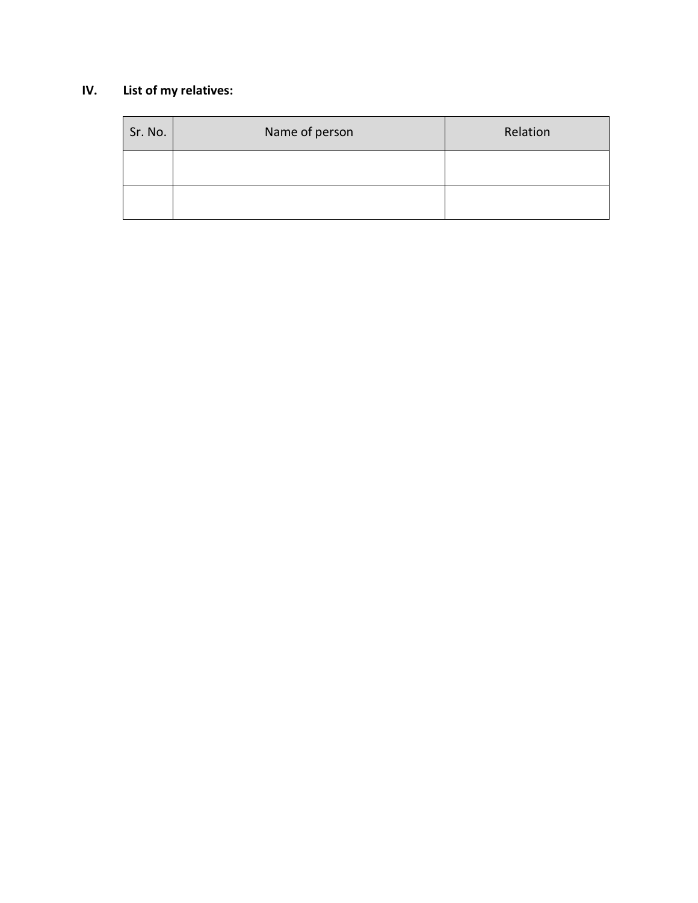## IV. List of my relatives:

| Sr. No. | Name of person | Relation |
|---|---|---|
| | | |
| | | |